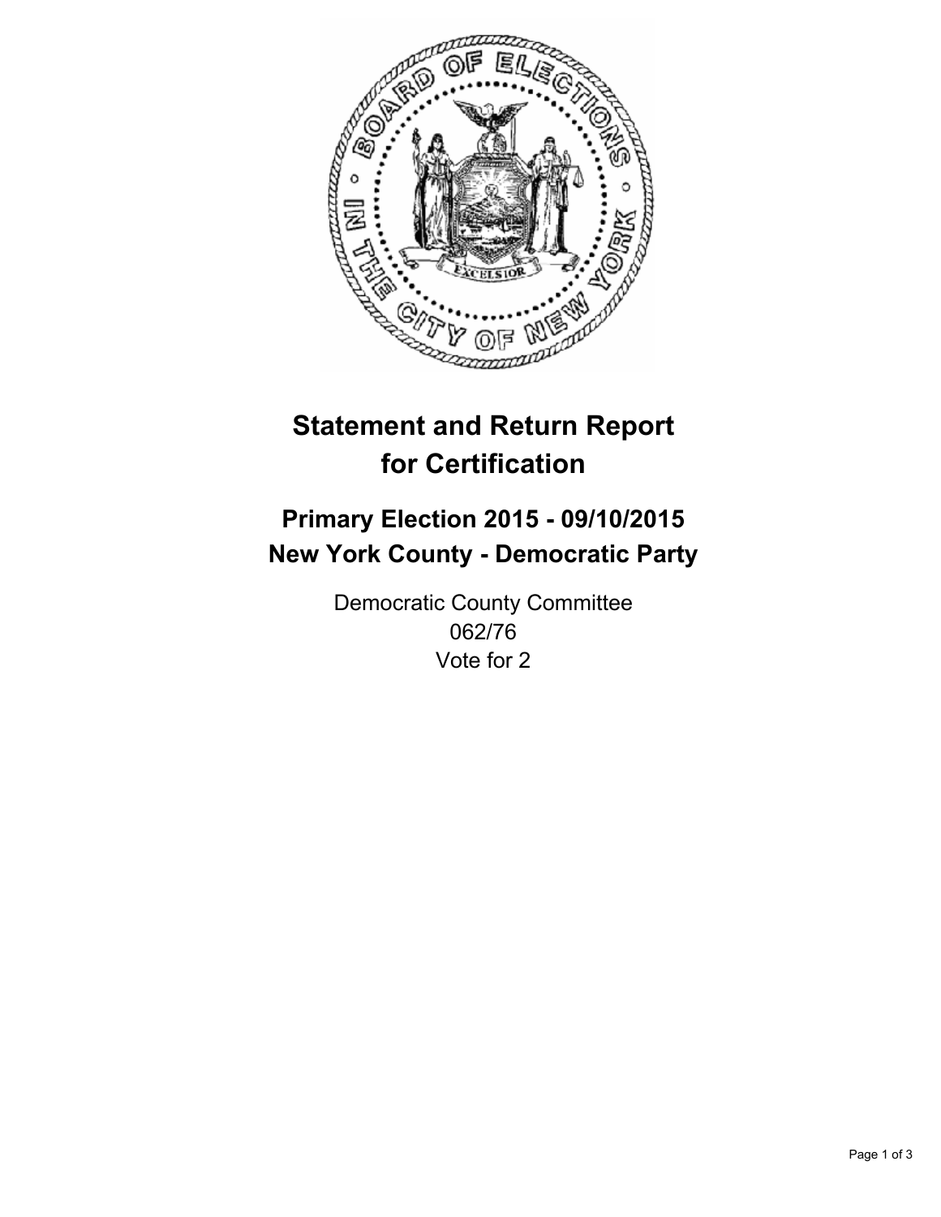# Statement and Return Report for Certification

## Primary Election 2015 - 09/10/2015
## New York County - Democratic Party

Democratic County Committee
062/76
Vote for 2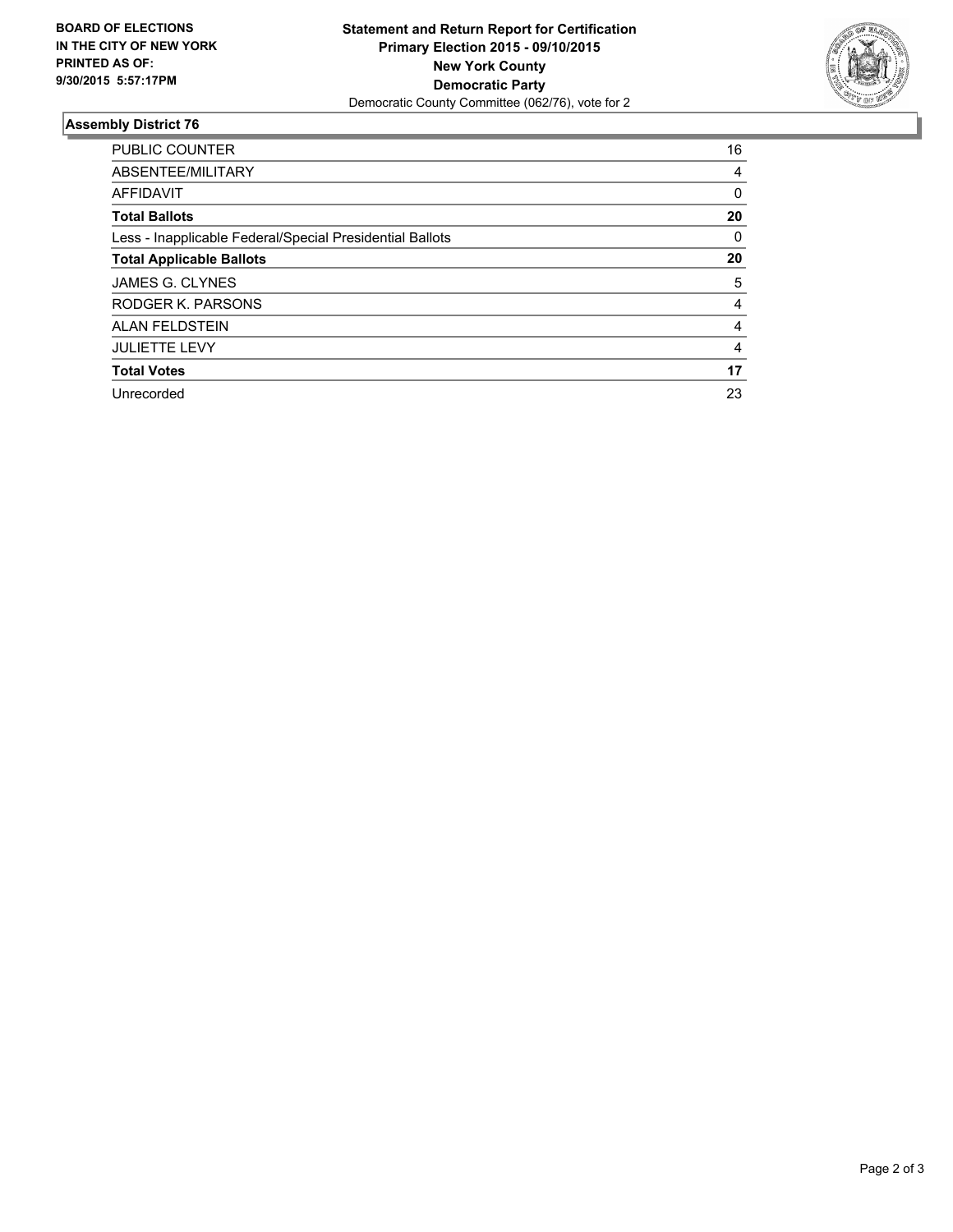**BOARD OF ELECTIONS IN THE CITY OF NEW YORK PRINTED AS OF: 9/30/2015 5:57:17PM**

**Statement and Return Report for Certification**
**Primary Election 2015 - 09/10/2015**
**New York County**
**Democratic Party**
Democratic County Committee (062/76), vote for 2

## Assembly District 76

| | |
|---|---|
| PUBLIC COUNTER | 16 |
| ABSENTEE/MILITARY | 4 |
| AFFIDAVIT | 0 |
| **Total Ballots** | **20** |
| Less - Inapplicable Federal/Special Presidential Ballots | 0 |
| **Total Applicable Ballots** | **20** |
| JAMES G. CLYNES | 5 |
| RODGER K. PARSONS | 4 |
| ALAN FELDSTEIN | 4 |
| JULIETTE LEVY | 4 |
| **Total Votes** | **17** |
| Unrecorded | 23 |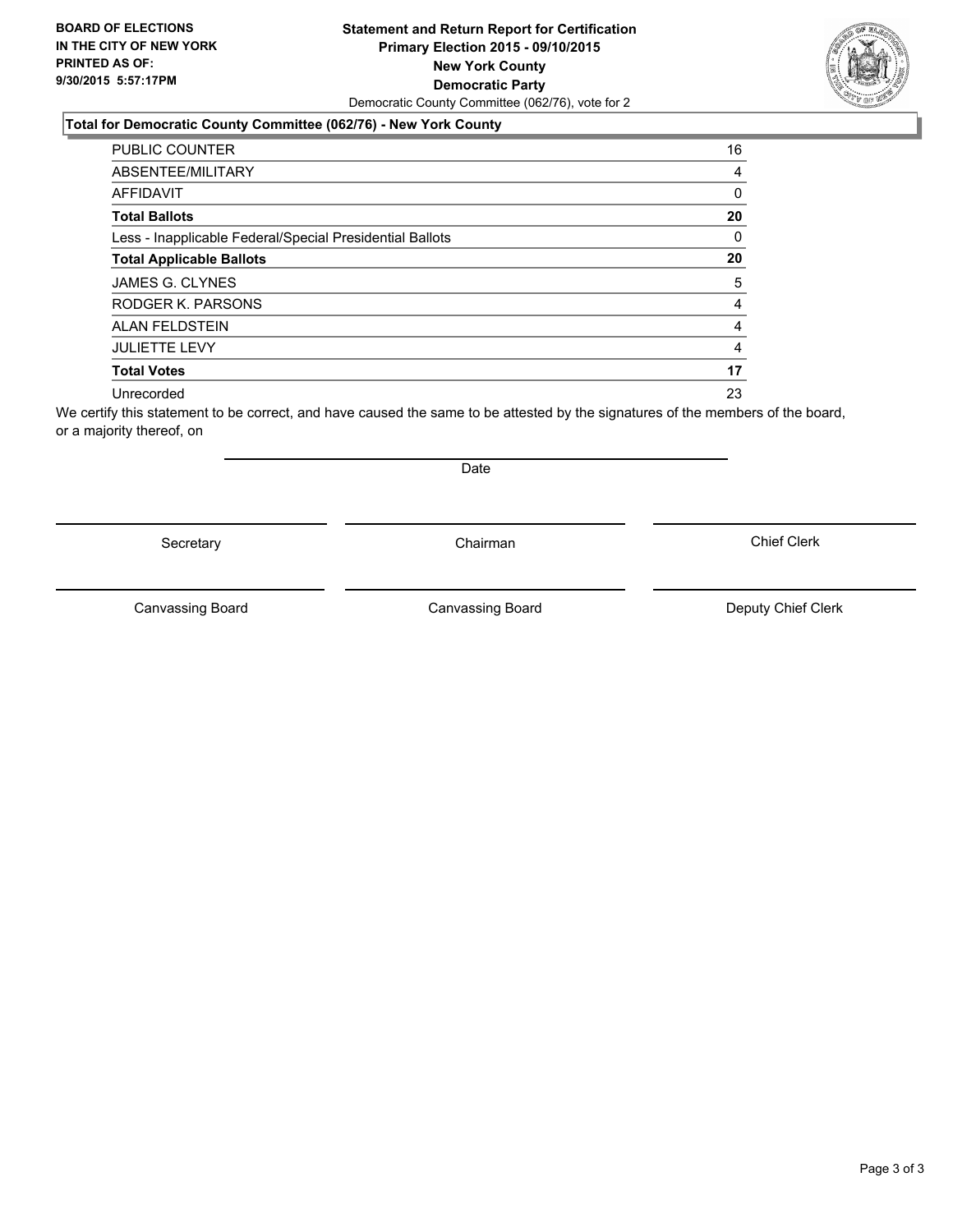**BOARD OF ELECTIONS IN THE CITY OF NEW YORK PRINTED AS OF: 9/30/2015 5:57:17PM**

**Statement and Return Report for Certification**
**Primary Election 2015 - 09/10/2015**
**New York County**
**Democratic Party**
Democratic County Committee (062/76), vote for 2

**Total for Democratic County Committee (062/76) - New York County**

| | |
|---|---|
| PUBLIC COUNTER | 16 |
| ABSENTEE/MILITARY | 4 |
| AFFIDAVIT | 0 |
| **Total Ballots** | **20** |
| Less - Inapplicable Federal/Special Presidential Ballots | 0 |
| **Total Applicable Ballots** | **20** |
| JAMES G. CLYNES | 5 |
| RODGER K. PARSONS | 4 |
| ALAN FELDSTEIN | 4 |
| JULIETTE LEVY | 4 |
| **Total Votes** | **17** |
| Unrecorded | 23 |

We certify this statement to be correct, and have caused the same to be attested by the signatures of the members of the board, or a majority thereof, on

Date

Secretary

Chairman

Chief Clerk

Canvassing Board

Canvassing Board

Deputy Chief Clerk